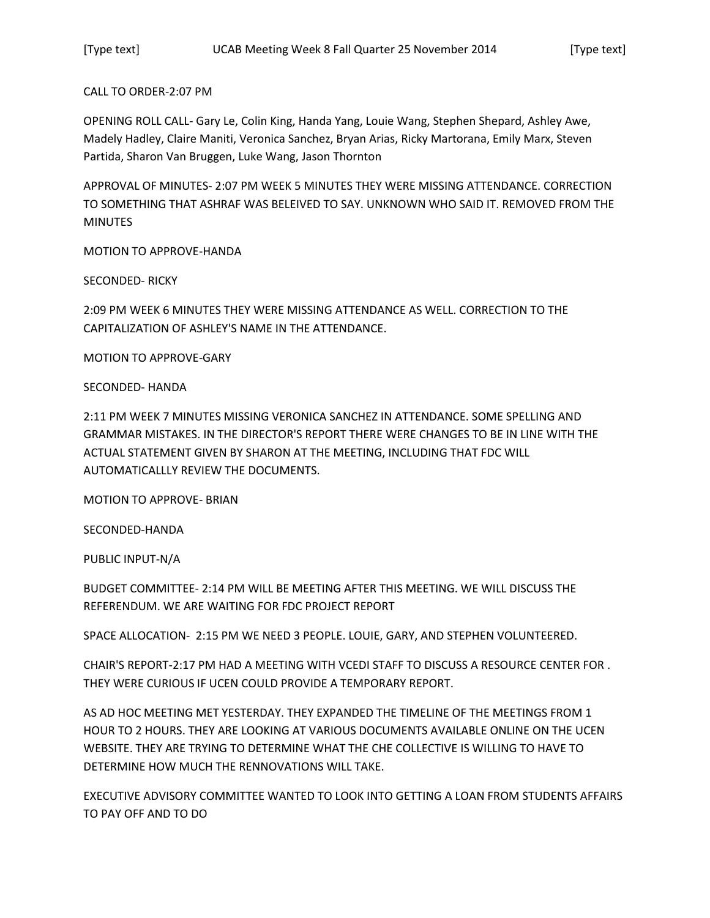CALL TO ORDER-2:07 PM

OPENING ROLL CALL- Gary Le, Colin King, Handa Yang, Louie Wang, Stephen Shepard, Ashley Awe, Madely Hadley, Claire Maniti, Veronica Sanchez, Bryan Arias, Ricky Martorana, Emily Marx, Steven Partida, Sharon Van Bruggen, Luke Wang, Jason Thornton

APPROVAL OF MINUTES- 2:07 PM WEEK 5 MINUTES THEY WERE MISSING ATTENDANCE. CORRECTION TO SOMETHING THAT ASHRAF WAS BELEIVED TO SAY. UNKNOWN WHO SAID IT. REMOVED FROM THE MINUTES

MOTION TO APPROVE-HANDA

SECONDED- RICKY

2:09 PM WEEK 6 MINUTES THEY WERE MISSING ATTENDANCE AS WELL. CORRECTION TO THE CAPITALIZATION OF ASHLEY'S NAME IN THE ATTENDANCE.

MOTION TO APPROVE-GARY

SECONDED- HANDA

2:11 PM WEEK 7 MINUTES MISSING VERONICA SANCHEZ IN ATTENDANCE. SOME SPELLING AND GRAMMAR MISTAKES. IN THE DIRECTOR'S REPORT THERE WERE CHANGES TO BE IN LINE WITH THE ACTUAL STATEMENT GIVEN BY SHARON AT THE MEETING, INCLUDING THAT FDC WILL AUTOMATICALLLY REVIEW THE DOCUMENTS.

MOTION TO APPROVE- BRIAN

SECONDED-HANDA

PUBLIC INPUT-N/A

BUDGET COMMITTEE- 2:14 PM WILL BE MEETING AFTER THIS MEETING. WE WILL DISCUSS THE REFERENDUM. WE ARE WAITING FOR FDC PROJECT REPORT

SPACE ALLOCATION- 2:15 PM WE NEED 3 PEOPLE. LOUIE, GARY, AND STEPHEN VOLUNTEERED.

CHAIR'S REPORT-2:17 PM HAD A MEETING WITH VCEDI STAFF TO DISCUSS A RESOURCE CENTER FOR . THEY WERE CURIOUS IF UCEN COULD PROVIDE A TEMPORARY REPORT.

AS AD HOC MEETING MET YESTERDAY. THEY EXPANDED THE TIMELINE OF THE MEETINGS FROM 1 HOUR TO 2 HOURS. THEY ARE LOOKING AT VARIOUS DOCUMENTS AVAILABLE ONLINE ON THE UCEN WEBSITE. THEY ARE TRYING TO DETERMINE WHAT THE CHE COLLECTIVE IS WILLING TO HAVE TO DETERMINE HOW MUCH THE RENNOVATIONS WILL TAKE.

EXECUTIVE ADVISORY COMMITTEE WANTED TO LOOK INTO GETTING A LOAN FROM STUDENTS AFFAIRS TO PAY OFF AND TO DO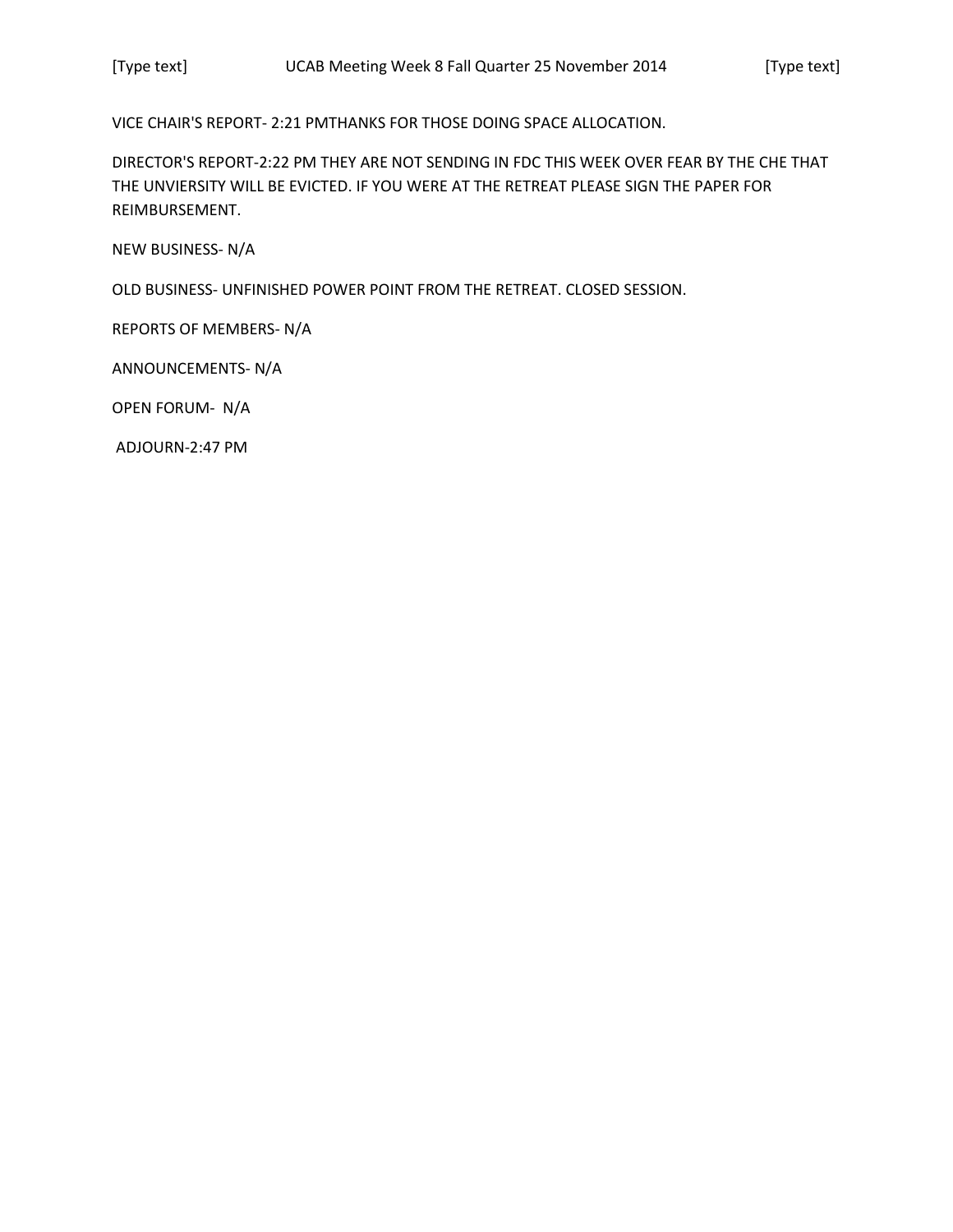VICE CHAIR'S REPORT- 2:21 PMTHANKS FOR THOSE DOING SPACE ALLOCATION.

DIRECTOR'S REPORT-2:22 PM THEY ARE NOT SENDING IN FDC THIS WEEK OVER FEAR BY THE CHE THAT THE UNVIERSITY WILL BE EVICTED. IF YOU WERE AT THE RETREAT PLEASE SIGN THE PAPER FOR REIMBURSEMENT.

NEW BUSINESS- N/A

OLD BUSINESS- UNFINISHED POWER POINT FROM THE RETREAT. CLOSED SESSION.

REPORTS OF MEMBERS- N/A

ANNOUNCEMENTS- N/A

OPEN FORUM- N/A

ADJOURN-2:47 PM